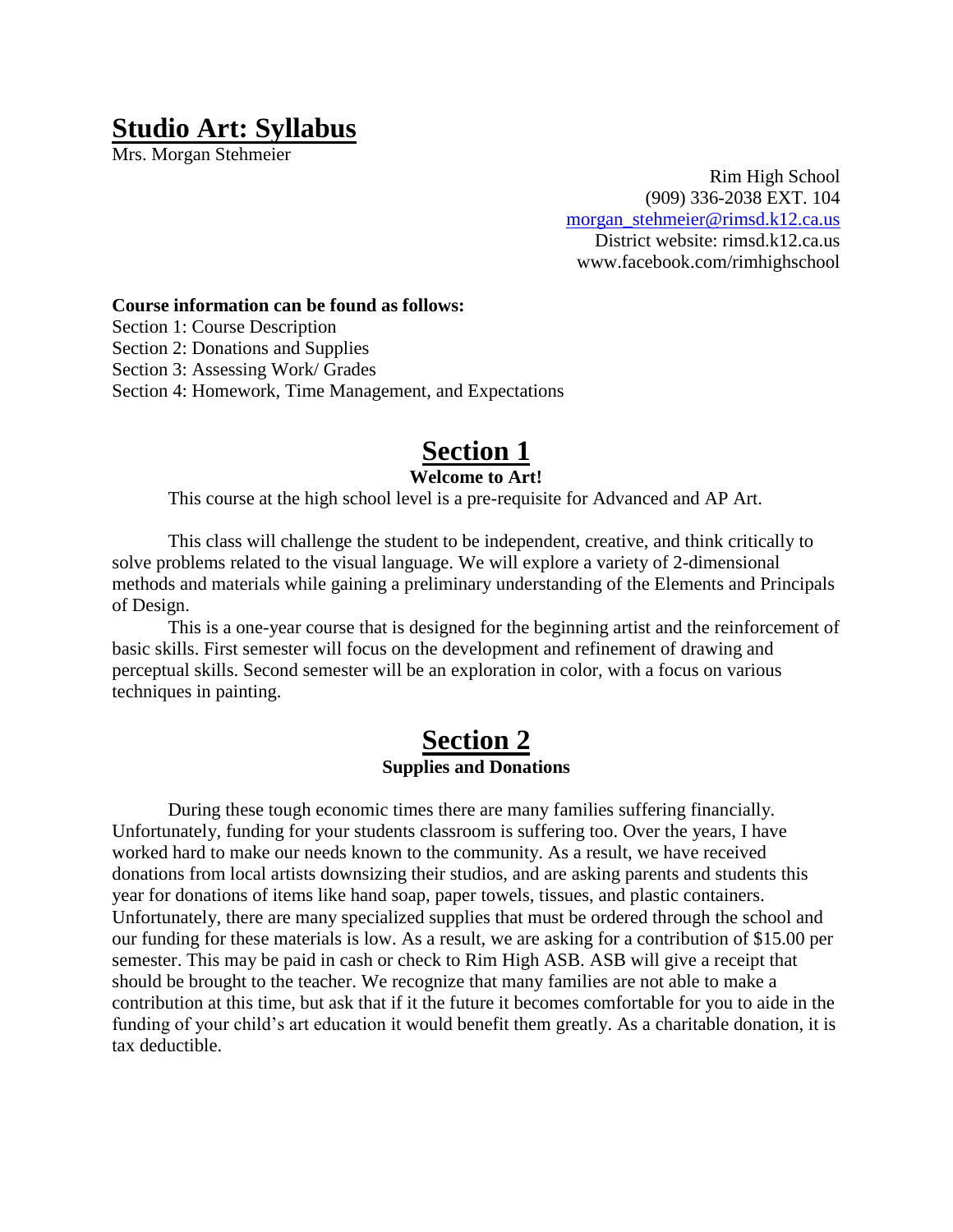# Studio Art: Syllabus

Mrs. Morgan Stehmeier

Rim High School
(909) 336-2038 EXT. 104
morgan_stehmeier@rimsd.k12.ca.us
District website: rimsd.k12.ca.us
www.facebook.com/rimhighschool

**Course information can be found as follows:**

Section 1: Course Description
Section 2: Donations and Supplies
Section 3: Assessing Work/ Grades
Section 4: Homework, Time Management, and Expectations

## Section 1

**Welcome to Art!**

This course at the high school level is a pre-requisite for Advanced and AP Art.

This class will challenge the student to be independent, creative, and think critically to solve problems related to the visual language. We will explore a variety of 2-dimensional methods and materials while gaining a preliminary understanding of the Elements and Principals of Design.

This is a one-year course that is designed for the beginning artist and the reinforcement of basic skills. First semester will focus on the development and refinement of drawing and perceptual skills. Second semester will be an exploration in color, with a focus on various techniques in painting.

## Section 2

**Supplies and Donations**

During these tough economic times there are many families suffering financially. Unfortunately, funding for your students classroom is suffering too. Over the years, I have worked hard to make our needs known to the community. As a result, we have received donations from local artists downsizing their studios, and are asking parents and students this year for donations of items like hand soap, paper towels, tissues, and plastic containers. Unfortunately, there are many specialized supplies that must be ordered through the school and our funding for these materials is low. As a result, we are asking for a contribution of $15.00 per semester. This may be paid in cash or check to Rim High ASB. ASB will give a receipt that should be brought to the teacher. We recognize that many families are not able to make a contribution at this time, but ask that if it the future it becomes comfortable for you to aide in the funding of your child's art education it would benefit them greatly. As a charitable donation, it is tax deductible.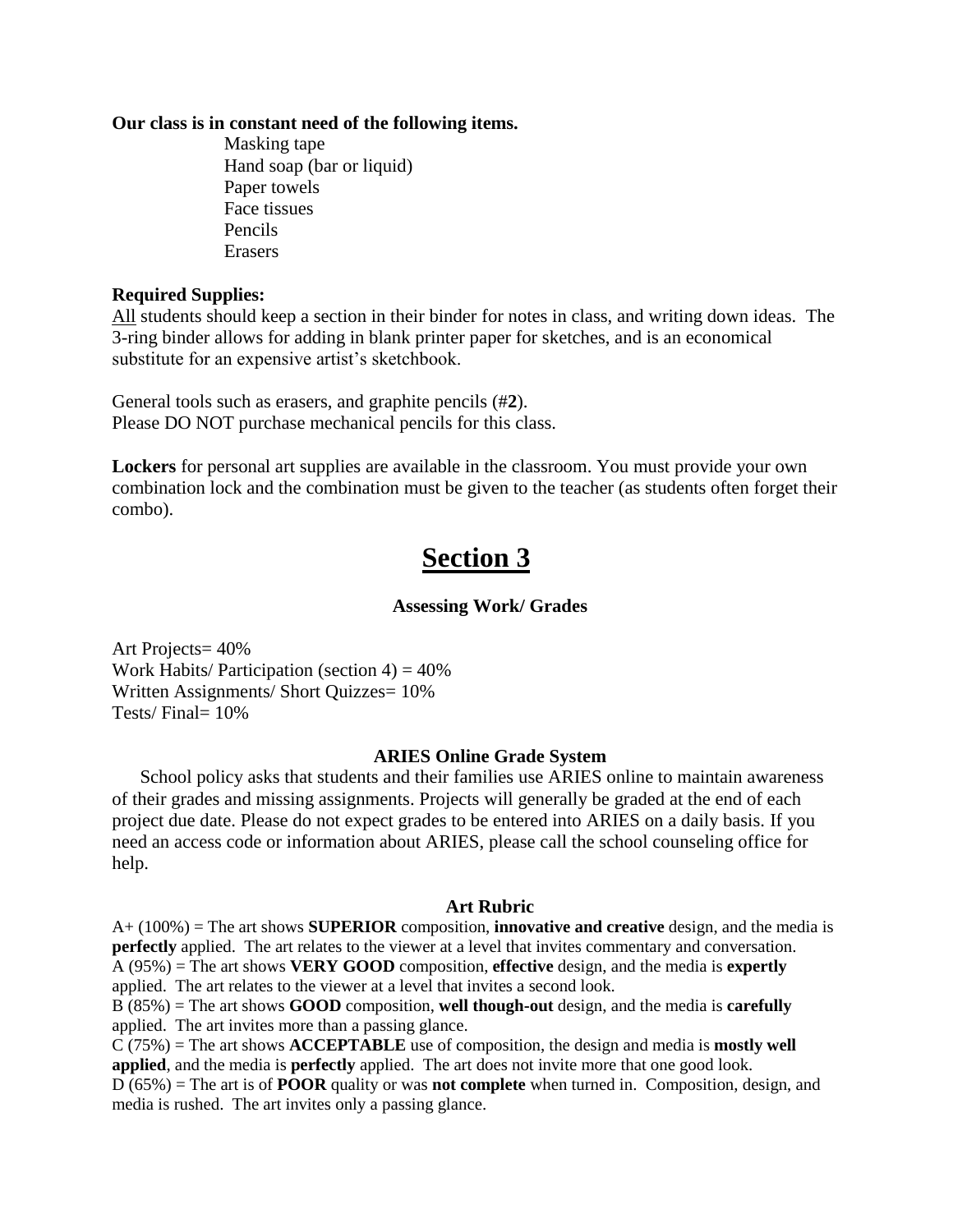**Our class is in constant need of the following items.**

Masking tape
Hand soap (bar or liquid)
Paper towels
Face tissues
Pencils
Erasers

**Required Supplies:**

All students should keep a section in their binder for notes in class, and writing down ideas. The 3-ring binder allows for adding in blank printer paper for sketches, and is an economical substitute for an expensive artist's sketchbook.

General tools such as erasers, and graphite pencils (#**2**).
Please DO NOT purchase mechanical pencils for this class.

**Lockers** for personal art supplies are available in the classroom. You must provide your own combination lock and the combination must be given to the teacher (as students often forget their combo).

# Section 3

### Assessing Work/ Grades

Art Projects= 40%
Work Habits/ Participation (section 4) = 40%
Written Assignments/ Short Quizzes= 10%
Tests/ Final= 10%

### ARIES Online Grade System

School policy asks that students and their families use ARIES online to maintain awareness of their grades and missing assignments. Projects will generally be graded at the end of each project due date. Please do not expect grades to be entered into ARIES on a daily basis. If you need an access code or information about ARIES, please call the school counseling office for help.

### Art Rubric

A+ (100%) = The art shows **SUPERIOR** composition, **innovative and creative** design, and the media is **perfectly** applied. The art relates to the viewer at a level that invites commentary and conversation.
A (95%) = The art shows **VERY GOOD** composition, **effective** design, and the media is **expertly** applied. The art relates to the viewer at a level that invites a second look.
B (85%) = The art shows **GOOD** composition, **well though-out** design, and the media is **carefully** applied. The art invites more than a passing glance.
C (75%) = The art shows **ACCEPTABLE** use of composition, the design and media is **mostly well applied**, and the media is **perfectly** applied. The art does not invite more that one good look.
D (65%) = The art is of **POOR** quality or was **not complete** when turned in. Composition, design, and media is rushed. The art invites only a passing glance.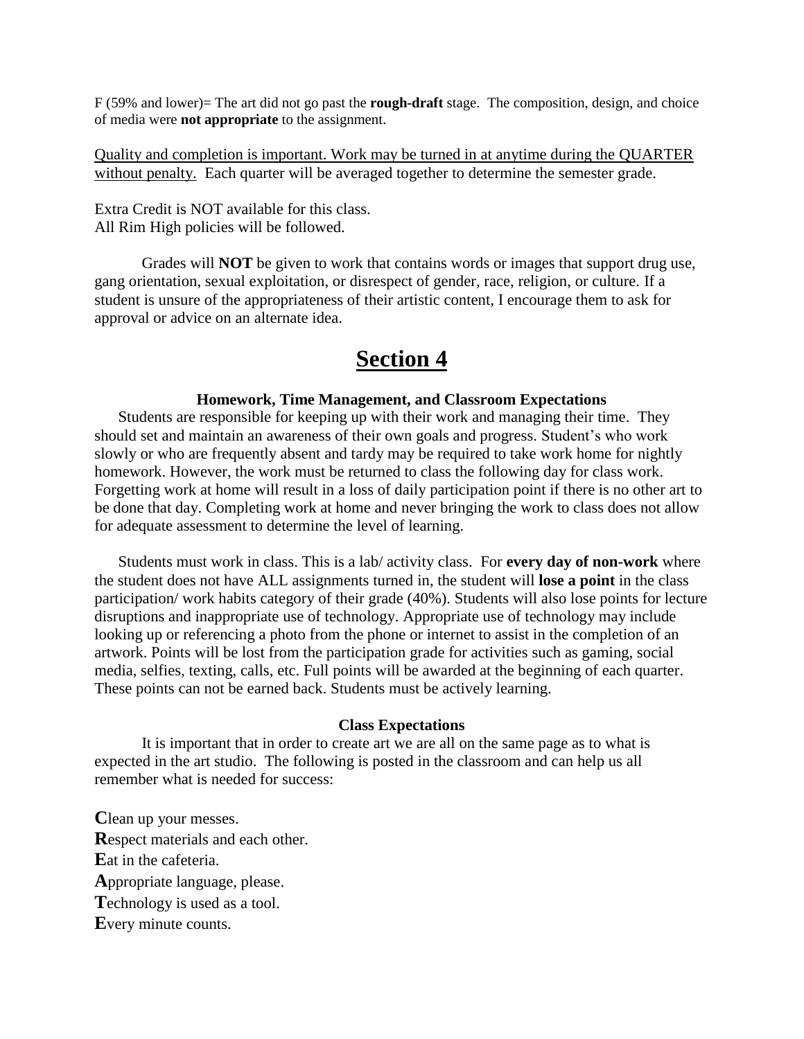F (59% and lower)= The art did not go past the **rough-draft** stage. The composition, design, and choice of media were **not appropriate** to the assignment.

<u>Quality and completion is important. Work may be turned in at anytime during the QUARTER without penalty.</u> Each quarter will be averaged together to determine the semester grade.

Extra Credit is NOT available for this class.
All Rim High policies will be followed.

Grades will **NOT** be given to work that contains words or images that support drug use, gang orientation, sexual exploitation, or disrespect of gender, race, religion, or culture. If a student is unsure of the appropriateness of their artistic content, I encourage them to ask for approval or advice on an alternate idea.

# Section 4

### Homework, Time Management, and Classroom Expectations

Students are responsible for keeping up with their work and managing their time. They should set and maintain an awareness of their own goals and progress. Student's who work slowly or who are frequently absent and tardy may be required to take work home for nightly homework. However, the work must be returned to class the following day for class work. Forgetting work at home will result in a loss of daily participation point if there is no other art to be done that day. Completing work at home and never bringing the work to class does not allow for adequate assessment to determine the level of learning.

Students must work in class. This is a lab/ activity class. For **every day of non-work** where the student does not have ALL assignments turned in, the student will **lose a point** in the class participation/ work habits category of their grade (40%). Students will also lose points for lecture disruptions and inappropriate use of technology. Appropriate use of technology may include looking up or referencing a photo from the phone or internet to assist in the completion of an artwork. Points will be lost from the participation grade for activities such as gaming, social media, selfies, texting, calls, etc. Full points will be awarded at the beginning of each quarter. These points can not be earned back. Students must be actively learning.

### Class Expectations

It is important that in order to create art we are all on the same page as to what is expected in the art studio. The following is posted in the classroom and can help us all remember what is needed for success:

**C**lean up your messes.
**R**espect materials and each other.
**E**at in the cafeteria.
**A**ppropriate language, please.
**T**echnology is used as a tool.
**E**very minute counts.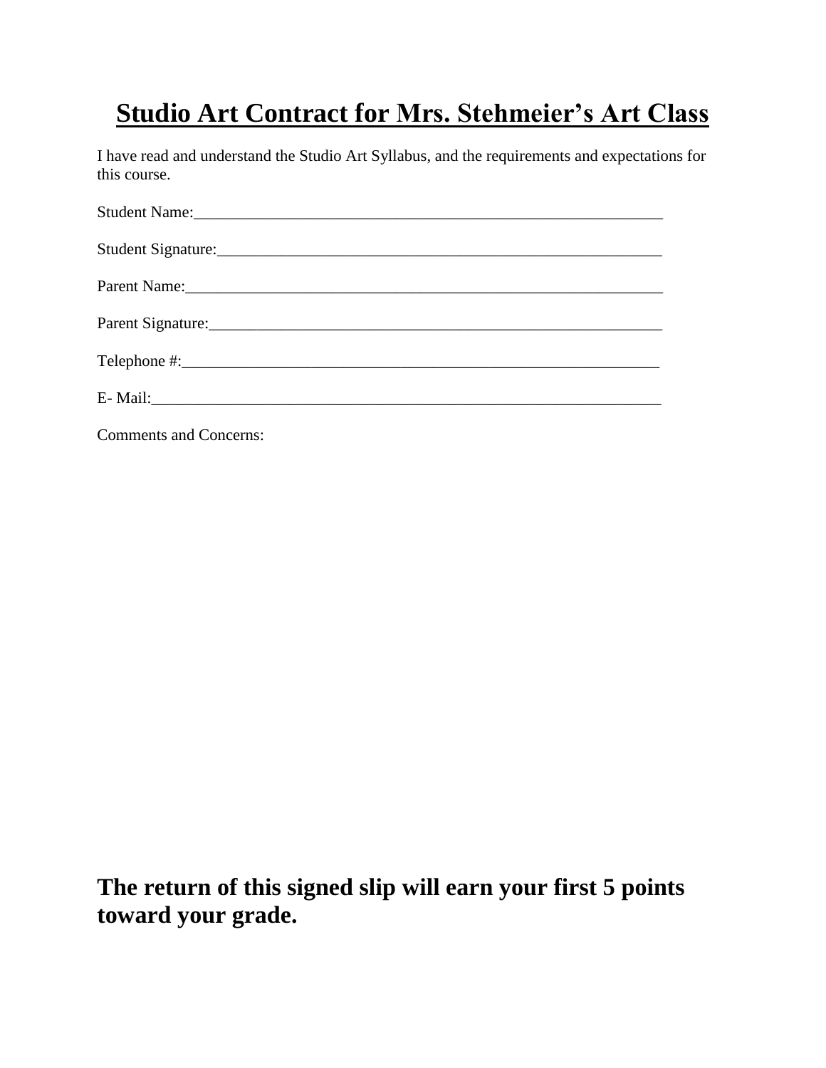# Studio Art Contract for Mrs. Stehmeier's Art Class

I have read and understand the Studio Art Syllabus, and the requirements and expectations for this course.

Student Name:___________________________________________________________

Student Signature:_______________________________________________________

Parent Name:____________________________________________________________

Parent Signature:_________________________________________________________

Telephone #:____________________________________________________________

E- Mail:________________________________________________________________

Comments and Concerns:

**The return of this signed slip will earn your first 5 points toward your grade.**